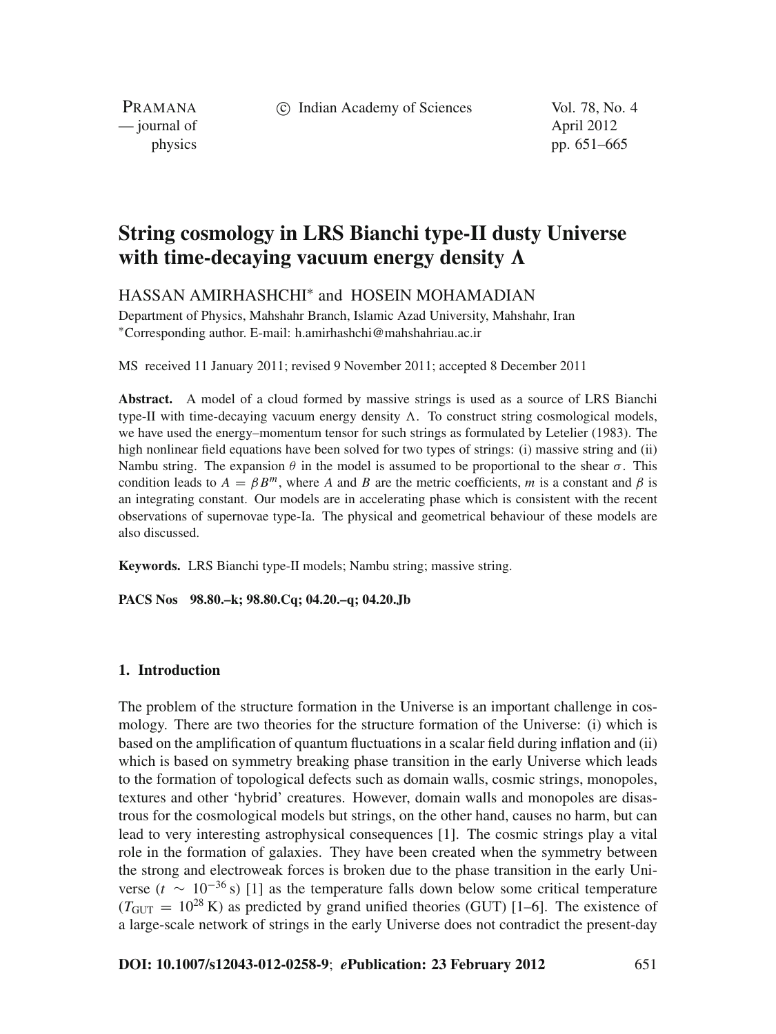# String cosmology in LRS Bianchi type-II dusty Universe with time-decaying vacuum energy density $\Lambda$

HASSAN AMIRHASHCHI* and HOSEIN MOHAMADIAN

Department of Physics, Mahshahr Branch, Islamic Azad University, Mahshahr, Iran
*Corresponding author. E-mail: h.amirhashchi@mahshahriau.ac.ir

MS received 11 January 2011; revised 9 November 2011; accepted 8 December 2011

**Abstract.** A model of a cloud formed by massive strings is used as a source of LRS Bianchi type-II with time-decaying vacuum energy density $\Lambda$. To construct string cosmological models, we have used the energy–momentum tensor for such strings as formulated by Letelier (1983). The high nonlinear field equations have been solved for two types of strings: (i) massive string and (ii) Nambu string. The expansion $\theta$ in the model is assumed to be proportional to the shear $\sigma$. This condition leads to $A = \beta B^m$, where $A$ and $B$ are the metric coefficients, $m$ is a constant and $\beta$ is an integrating constant. Our models are in accelerating phase which is consistent with the recent observations of supernovae type-Ia. The physical and geometrical behaviour of these models are also discussed.

**Keywords.** LRS Bianchi type-II models; Nambu string; massive string.

**PACS Nos** 98.80.–k; 98.80.Cq; 04.20.–q; 04.20.Jb

## 1. Introduction

The problem of the structure formation in the Universe is an important challenge in cosmology. There are two theories for the structure formation of the Universe: (i) which is based on the amplification of quantum fluctuations in a scalar field during inflation and (ii) which is based on symmetry breaking phase transition in the early Universe which leads to the formation of topological defects such as domain walls, cosmic strings, monopoles, textures and other 'hybrid' creatures. However, domain walls and monopoles are disastrous for the cosmological models but strings, on the other hand, causes no harm, but can lead to very interesting astrophysical consequences [1]. The cosmic strings play a vital role in the formation of galaxies. They have been created when the symmetry between the strong and electroweak forces is broken due to the phase transition in the early Universe ($t \sim 10^{-36}$ s) [1] as the temperature falls down below some critical temperature ($T_{\mathrm{GUT}} = 10^{28}$ K) as predicted by grand unified theories (GUT) [1–6]. The existence of a large-scale network of strings in the early Universe does not contradict the present-day

**DOI: 10.1007/s12043-012-0258-9**; ***e*Publication: 23 February 2012**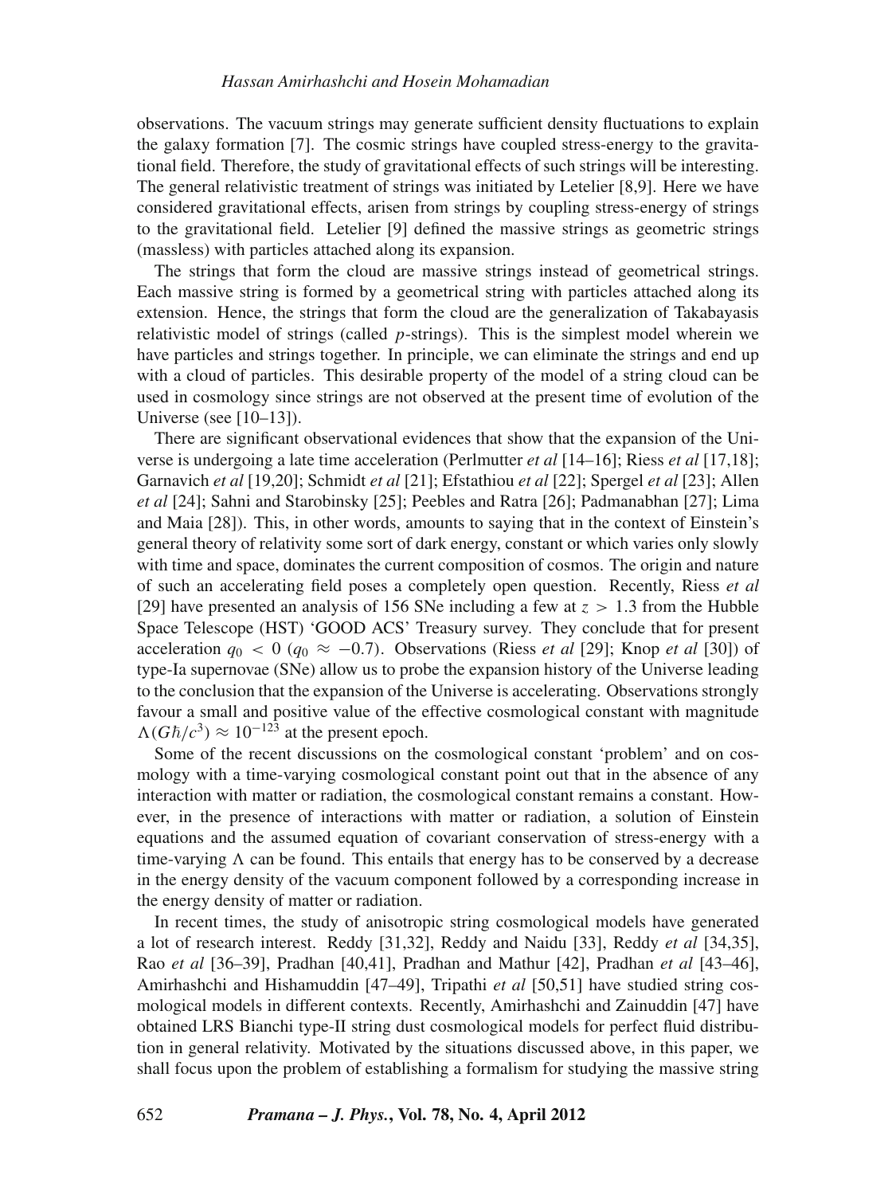observations. The vacuum strings may generate sufficient density fluctuations to explain the galaxy formation [7]. The cosmic strings have coupled stress-energy to the gravitational field. Therefore, the study of gravitational effects of such strings will be interesting. The general relativistic treatment of strings was initiated by Letelier [8,9]. Here we have considered gravitational effects, arisen from strings by coupling stress-energy of strings to the gravitational field. Letelier [9] defined the massive strings as geometric strings (massless) with particles attached along its expansion.

The strings that form the cloud are massive strings instead of geometrical strings. Each massive string is formed by a geometrical string with particles attached along its extension. Hence, the strings that form the cloud are the generalization of Takabayasis relativistic model of strings (called $p$-strings). This is the simplest model wherein we have particles and strings together. In principle, we can eliminate the strings and end up with a cloud of particles. This desirable property of the model of a string cloud can be used in cosmology since strings are not observed at the present time of evolution of the Universe (see [10–13]).

There are significant observational evidences that show that the expansion of the Universe is undergoing a late time acceleration (Perlmutter *et al* [14–16]; Riess *et al* [17,18]; Garnavich *et al* [19,20]; Schmidt *et al* [21]; Efstathiou *et al* [22]; Spergel *et al* [23]; Allen *et al* [24]; Sahni and Starobinsky [25]; Peebles and Ratra [26]; Padmanabhan [27]; Lima and Maia [28]). This, in other words, amounts to saying that in the context of Einstein's general theory of relativity some sort of dark energy, constant or which varies only slowly with time and space, dominates the current composition of cosmos. The origin and nature of such an accelerating field poses a completely open question. Recently, Riess *et al* [29] have presented an analysis of 156 SNe including a few at $z > 1.3$ from the Hubble Space Telescope (HST) 'GOOD ACS' Treasury survey. They conclude that for present acceleration $q_0 < 0$ ($q_0 \approx -0.7$). Observations (Riess *et al* [29]; Knop *et al* [30]) of type-Ia supernovae (SNe) allow us to probe the expansion history of the Universe leading to the conclusion that the expansion of the Universe is accelerating. Observations strongly favour a small and positive value of the effective cosmological constant with magnitude $\Lambda(G\hbar/c^3) \approx 10^{-123}$ at the present epoch.

Some of the recent discussions on the cosmological constant 'problem' and on cosmology with a time-varying cosmological constant point out that in the absence of any interaction with matter or radiation, the cosmological constant remains a constant. However, in the presence of interactions with matter or radiation, a solution of Einstein equations and the assumed equation of covariant conservation of stress-energy with a time-varying $\Lambda$ can be found. This entails that energy has to be conserved by a decrease in the energy density of the vacuum component followed by a corresponding increase in the energy density of matter or radiation.

In recent times, the study of anisotropic string cosmological models have generated a lot of research interest. Reddy [31,32], Reddy and Naidu [33], Reddy *et al* [34,35], Rao *et al* [36–39], Pradhan [40,41], Pradhan and Mathur [42], Pradhan *et al* [43–46], Amirhashchi and Hishamuddin [47–49], Tripathi *et al* [50,51] have studied string cosmological models in different contexts. Recently, Amirhashchi and Zainuddin [47] have obtained LRS Bianchi type-II string dust cosmological models for perfect fluid distribution in general relativity. Motivated by the situations discussed above, in this paper, we shall focus upon the problem of establishing a formalism for studying the massive string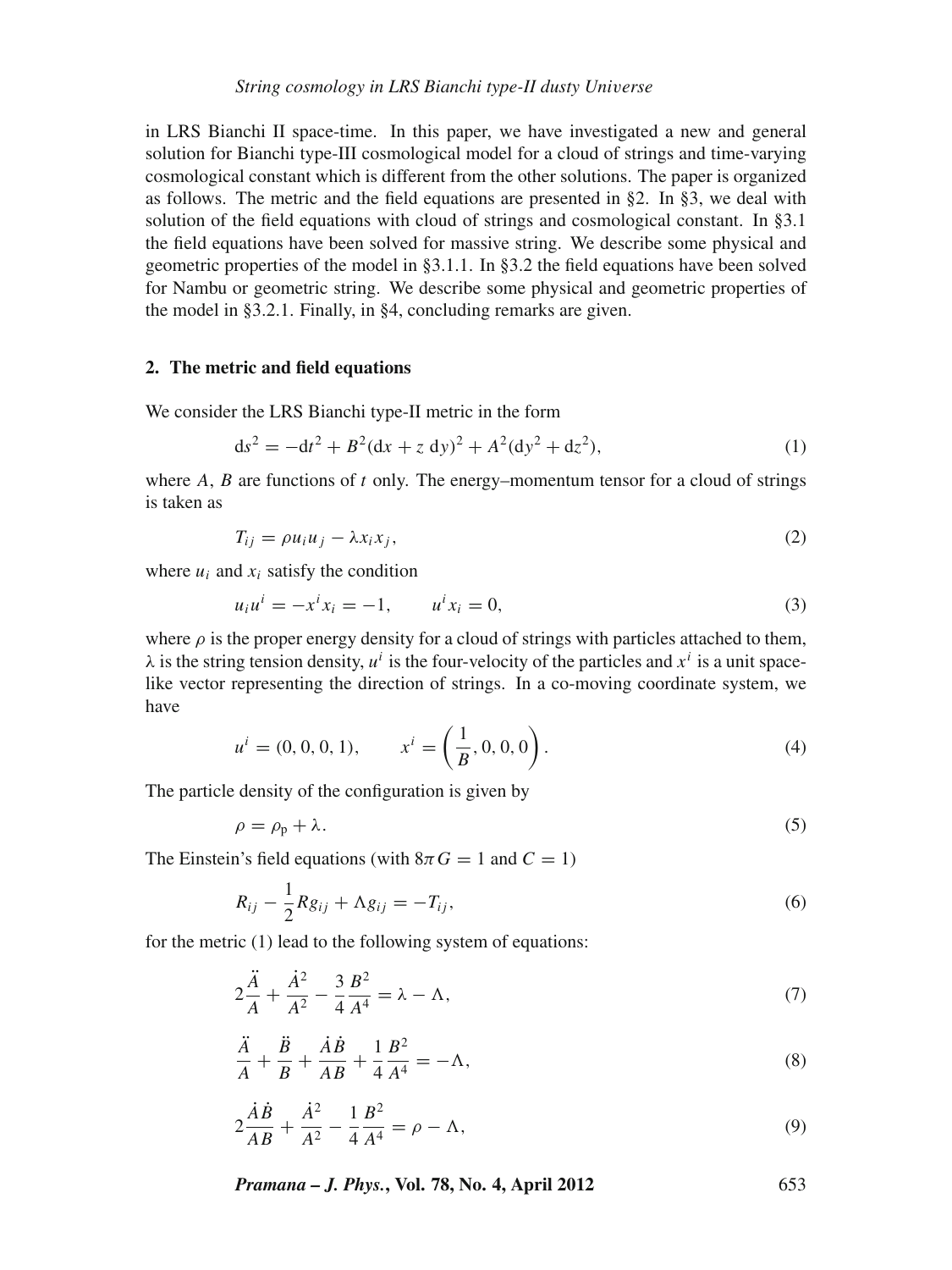in LRS Bianchi II space-time. In this paper, we have investigated a new and general solution for Bianchi type-III cosmological model for a cloud of strings and time-varying cosmological constant which is different from the other solutions. The paper is organized as follows. The metric and the field equations are presented in §2. In §3, we deal with solution of the field equations with cloud of strings and cosmological constant. In §3.1 the field equations have been solved for massive string. We describe some physical and geometric properties of the model in §3.1.1. In §3.2 the field equations have been solved for Nambu or geometric string. We describe some physical and geometric properties of the model in §3.2.1. Finally, in §4, concluding remarks are given.

## 2. The metric and field equations

We consider the LRS Bianchi type-II metric in the form

$$\mathrm{d}s^2 = -\mathrm{d}t^2 + B^2(\mathrm{d}x + z\,\mathrm{d}y)^2 + A^2(\mathrm{d}y^2 + \mathrm{d}z^2), \tag{1}$$

where $A$, $B$ are functions of $t$ only. The energy–momentum tensor for a cloud of strings is taken as

$$T_{ij} = \rho u_i u_j - \lambda x_i x_j, \tag{2}$$

where $u_i$ and $x_i$ satisfy the condition

$$u_i u^i = -x^i x_i = -1, \qquad u^i x_i = 0, \tag{3}$$

where $\rho$ is the proper energy density for a cloud of strings with particles attached to them, $\lambda$ is the string tension density, $u^i$ is the four-velocity of the particles and $x^i$ is a unit space-like vector representing the direction of strings. In a co-moving coordinate system, we have

$$u^i = (0, 0, 0, 1), \qquad x^i = \left(\frac{1}{B}, 0, 0, 0\right). \tag{4}$$

The particle density of the configuration is given by

$$\rho = \rho_{\mathrm{p}} + \lambda. \tag{5}$$

The Einstein's field equations (with $8\pi G = 1$ and $C = 1$)

$$R_{ij} - \frac{1}{2}R g_{ij} + \Lambda g_{ij} = -T_{ij}, \tag{6}$$

for the metric (1) lead to the following system of equations:

$$2\frac{\ddot{A}}{A} + \frac{\dot{A}^2}{A^2} - \frac{3}{4}\frac{B^2}{A^4} = \lambda - \Lambda, \tag{7}$$

$$\frac{\ddot{A}}{A} + \frac{\ddot{B}}{B} + \frac{\dot{A}\dot{B}}{AB} + \frac{1}{4}\frac{B^2}{A^4} = -\Lambda, \tag{8}$$

$$2\frac{\dot{A}\dot{B}}{AB} + \frac{\dot{A}^2}{A^2} - \frac{1}{4}\frac{B^2}{A^4} = \rho - \Lambda, \tag{9}$$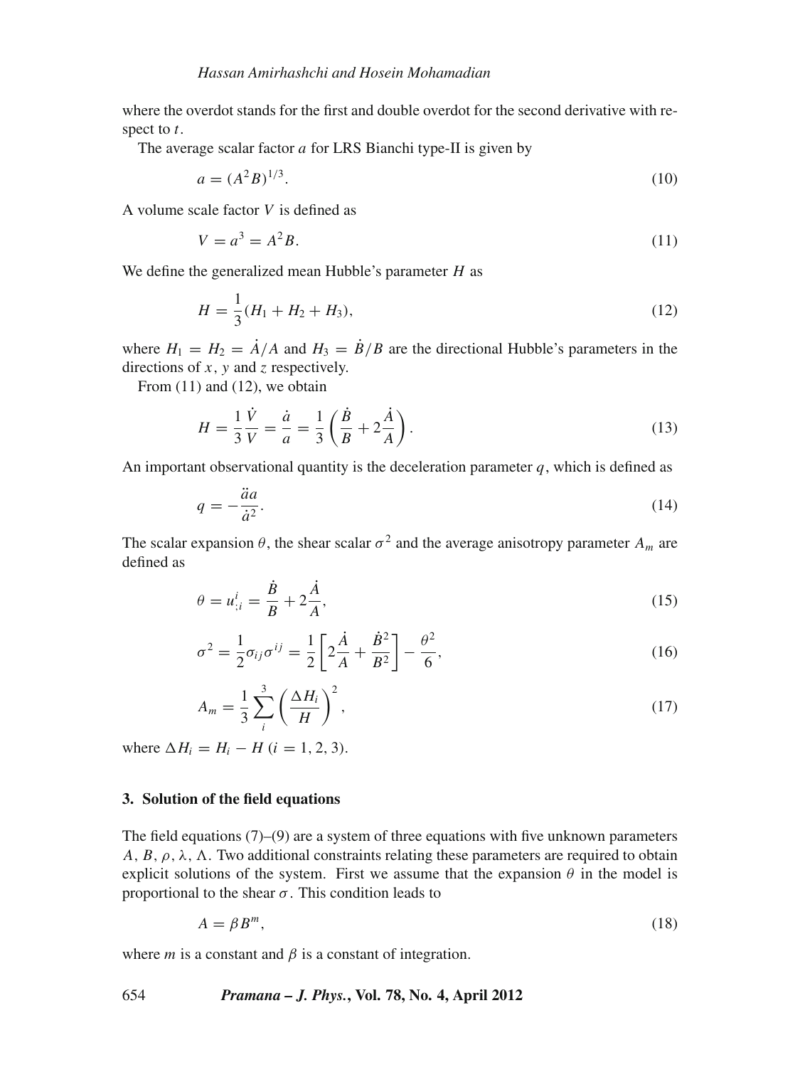where the overdot stands for the first and double overdot for the second derivative with respect to $t$.

The average scalar factor $a$ for LRS Bianchi type-II is given by

$$a = (A^2 B)^{1/3}. \tag{10}$$

A volume scale factor $V$ is defined as

$$V = a^3 = A^2 B. \tag{11}$$

We define the generalized mean Hubble's parameter $H$ as

$$H = \frac{1}{3}(H_1 + H_2 + H_3), \tag{12}$$

where $H_1 = H_2 = \dot{A}/A$ and $H_3 = \dot{B}/B$ are the directional Hubble's parameters in the directions of $x$, $y$ and $z$ respectively.

From (11) and (12), we obtain

$$H = \frac{1}{3}\frac{\dot{V}}{V} = \frac{\dot{a}}{a} = \frac{1}{3}\left(\frac{\dot{B}}{B} + 2\frac{\dot{A}}{A}\right). \tag{13}$$

An important observational quantity is the deceleration parameter $q$, which is defined as

$$q = -\frac{\ddot{a}a}{\dot{a}^2}. \tag{14}$$

The scalar expansion $\theta$, the shear scalar $\sigma^2$ and the average anisotropy parameter $A_m$ are defined as

$$\theta = u^i_{;i} = \frac{\dot{B}}{B} + 2\frac{\dot{A}}{A}, \tag{15}$$

$$\sigma^2 = \frac{1}{2}\sigma_{ij}\sigma^{ij} = \frac{1}{2}\left[2\frac{\dot{A}}{A} + \frac{\dot{B}^2}{B^2}\right] - \frac{\theta^2}{6}, \tag{16}$$

$$A_m = \frac{1}{3}\sum_{i}^{3}\left(\frac{\Delta H_i}{H}\right)^2, \tag{17}$$

where $\Delta H_i = H_i - H$ $(i = 1, 2, 3)$.

## 3. Solution of the field equations

The field equations (7)–(9) are a system of three equations with five unknown parameters $A$, $B$, $\rho$, $\lambda$, $\Lambda$. Two additional constraints relating these parameters are required to obtain explicit solutions of the system. First we assume that the expansion $\theta$ in the model is proportional to the shear $\sigma$. This condition leads to

$$A = \beta B^m, \tag{18}$$

where $m$ is a constant and $\beta$ is a constant of integration.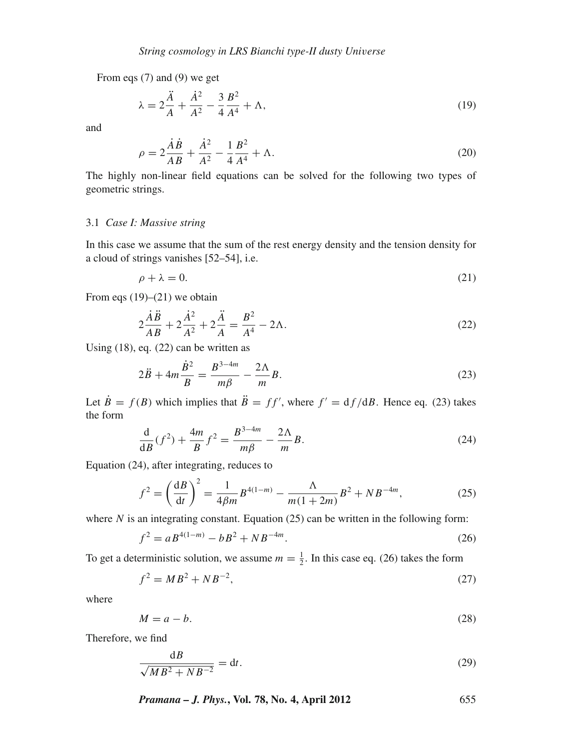From eqs (7) and (9) we get

$$\lambda = 2\frac{\ddot{A}}{A} + \frac{\dot{A}^2}{A^2} - \frac{3}{4}\frac{B^2}{A^4} + \Lambda, \tag{19}$$

and

$$\rho = 2\frac{\dot{A}\dot{B}}{AB} + \frac{\dot{A}^2}{A^2} - \frac{1}{4}\frac{B^2}{A^4} + \Lambda. \tag{20}$$

The highly non-linear field equations can be solved for the following two types of geometric strings.

### 3.1 *Case I: Massive string*

In this case we assume that the sum of the rest energy density and the tension density for a cloud of strings vanishes [52–54], i.e.

$$\rho + \lambda = 0. \tag{21}$$

From eqs (19)–(21) we obtain

$$2\frac{\dot{A}\dot{B}}{AB} + 2\frac{\dot{A}^2}{A^2} + 2\frac{\ddot{A}}{A} = \frac{B^2}{A^4} - 2\Lambda. \tag{22}$$

Using (18), eq. (22) can be written as

$$2\ddot{B} + 4m\frac{\dot{B}^2}{B} = \frac{B^{3-4m}}{m\beta} - \frac{2\Lambda}{m}B. \tag{23}$$

Let $\dot{B} = f(B)$ which implies that $\ddot{B} = ff'$, where $f' = \mathrm{d}f/\mathrm{d}B$. Hence eq. (23) takes the form

$$\frac{\mathrm{d}}{\mathrm{d}B}(f^2) + \frac{4m}{B}f^2 = \frac{B^{3-4m}}{m\beta} - \frac{2\Lambda}{m}B. \tag{24}$$

Equation (24), after integrating, reduces to

$$f^2 = \left(\frac{\mathrm{d}B}{\mathrm{d}t}\right)^2 = \frac{1}{4\beta m}B^{4(1-m)} - \frac{\Lambda}{m(1+2m)}B^2 + NB^{-4m}, \tag{25}$$

where $N$ is an integrating constant. Equation (25) can be written in the following form:

$$f^2 = aB^{4(1-m)} - bB^2 + NB^{-4m}. \tag{26}$$

To get a deterministic solution, we assume $m = \frac{1}{2}$. In this case eq. (26) takes the form

$$f^2 = MB^2 + NB^{-2}, \tag{27}$$

where

$$M = a - b. \tag{28}$$

Therefore, we find

$$\frac{\mathrm{d}B}{\sqrt{MB^2 + NB^{-2}}} = \mathrm{d}t. \tag{29}$$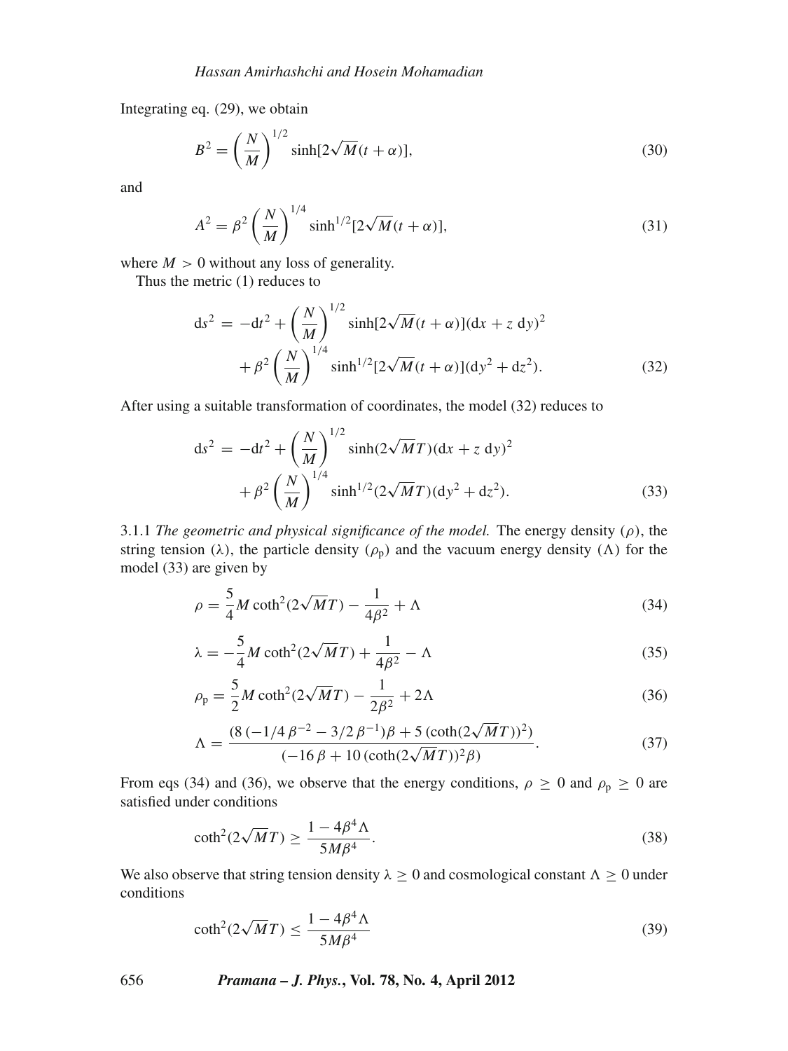Integrating eq. (29), we obtain

$$B^2 = \left(\frac{N}{M}\right)^{1/2} \sinh[2\sqrt{M}(t+\alpha)], \tag{30}$$

and

$$A^2 = \beta^2 \left(\frac{N}{M}\right)^{1/4} \sinh^{1/2}[2\sqrt{M}(t+\alpha)], \tag{31}$$

where $M > 0$ without any loss of generality.

Thus the metric (1) reduces to

$$\begin{aligned} \mathrm{d}s^2 = & -\mathrm{d}t^2 + \left(\frac{N}{M}\right)^{1/2} \sinh[2\sqrt{M}(t+\alpha)](\mathrm{d}x + z\,\mathrm{d}y)^2 \\ & + \beta^2 \left(\frac{N}{M}\right)^{1/4} \sinh^{1/2}[2\sqrt{M}(t+\alpha)](\mathrm{d}y^2 + \mathrm{d}z^2). \end{aligned} \tag{32}$$

After using a suitable transformation of coordinates, the model (32) reduces to

$$\begin{aligned} \mathrm{d}s^2 = & -\mathrm{d}t^2 + \left(\frac{N}{M}\right)^{1/2} \sinh(2\sqrt{M}T)(\mathrm{d}x + z\,\mathrm{d}y)^2 \\ & + \beta^2 \left(\frac{N}{M}\right)^{1/4} \sinh^{1/2}(2\sqrt{M}T)(\mathrm{d}y^2 + \mathrm{d}z^2). \end{aligned} \tag{33}$$

3.1.1 *The geometric and physical significance of the model.* The energy density ($\rho$), the string tension ($\lambda$), the particle density ($\rho_\mathrm{p}$) and the vacuum energy density ($\Lambda$) for the model (33) are given by

$$\rho = \frac{5}{4} M \coth^2(2\sqrt{M}T) - \frac{1}{4\beta^2} + \Lambda \tag{34}$$

$$\lambda = -\frac{5}{4} M \coth^2(2\sqrt{M}T) + \frac{1}{4\beta^2} - \Lambda \tag{35}$$

$$\rho_\mathrm{p} = \frac{5}{2} M \coth^2(2\sqrt{M}T) - \frac{1}{2\beta^2} + 2\Lambda \tag{36}$$

$$\Lambda = \frac{(8\,(-1/4\,\beta^{-2} - 3/2\,\beta^{-1})\beta + 5\,(\coth(2\sqrt{M}T))^2)}{(-16\,\beta + 10\,(\coth(2\sqrt{M}T))^2\beta)}. \tag{37}$$

From eqs (34) and (36), we observe that the energy conditions, $\rho \geq 0$ and $\rho_\mathrm{p} \geq 0$ are satisfied under conditions

$$\coth^2(2\sqrt{M}T) \geq \frac{1 - 4\beta^4\Lambda}{5M\beta^4}. \tag{38}$$

We also observe that string tension density $\lambda \geq 0$ and cosmological constant $\Lambda \geq 0$ under conditions

$$\coth^2(2\sqrt{M}T) \leq \frac{1 - 4\beta^4\Lambda}{5M\beta^4} \tag{39}$$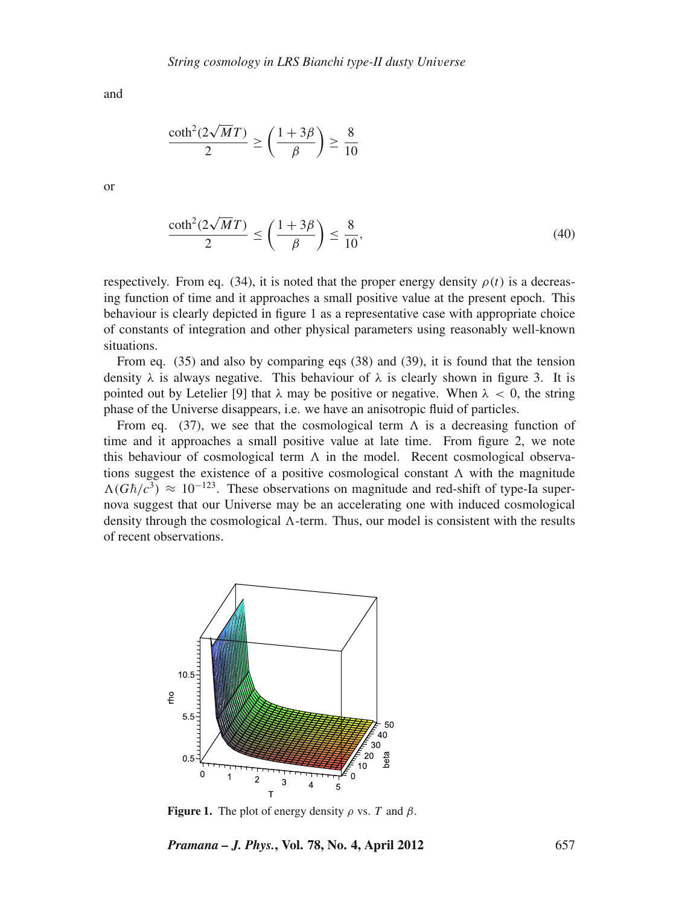and

$$\frac{\coth^2(2\sqrt{M}T)}{2} \geq \left(\frac{1+3\beta}{\beta}\right) \geq \frac{8}{10}$$

or

$$\frac{\coth^2(2\sqrt{M}T)}{2} \leq \left(\frac{1+3\beta}{\beta}\right) \leq \frac{8}{10}, \tag{40}$$

respectively. From eq. (34), it is noted that the proper energy density $\rho(t)$ is a decreasing function of time and it approaches a small positive value at the present epoch. This behaviour is clearly depicted in figure 1 as a representative case with appropriate choice of constants of integration and other physical parameters using reasonably well-known situations.

From eq. (35) and also by comparing eqs (38) and (39), it is found that the tension density $\lambda$ is always negative. This behaviour of $\lambda$ is clearly shown in figure 3. It is pointed out by Letelier [9] that $\lambda$ may be positive or negative. When $\lambda < 0$, the string phase of the Universe disappears, i.e. we have an anisotropic fluid of particles.

From eq. (37), we see that the cosmological term $\Lambda$ is a decreasing function of time and it approaches a small positive value at late time. From figure 2, we note this behaviour of cosmological term $\Lambda$ in the model. Recent cosmological observations suggest the existence of a positive cosmological constant $\Lambda$ with the magnitude $\Lambda(G\hbar/c^3) \approx 10^{-123}$. These observations on magnitude and red-shift of type-Ia supernova suggest that our Universe may be an accelerating one with induced cosmological density through the cosmological $\Lambda$-term. Thus, our model is consistent with the results of recent observations.

**Figure 1.** The plot of energy density $\rho$ vs. $T$ and $\beta$.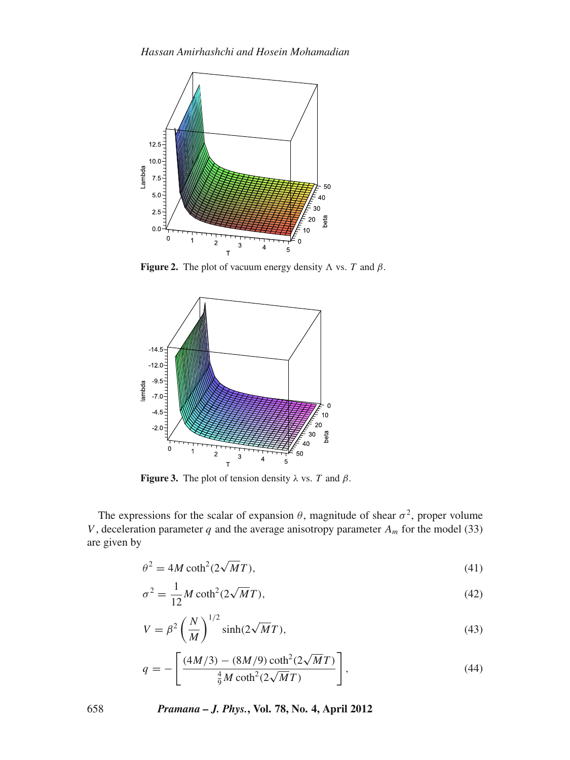**Figure 2.** The plot of vacuum energy density $\Lambda$ vs. $T$ and $\beta$.

**Figure 3.** The plot of tension density $\lambda$ vs. $T$ and $\beta$.

The expressions for the scalar of expansion $\theta$, magnitude of shear $\sigma^2$, proper volume $V$, deceleration parameter $q$ and the average anisotropy parameter $A_m$ for the model (33) are given by

$$\theta^2 = 4M \coth^2(2\sqrt{M}T), \tag{41}$$

$$\sigma^2 = \frac{1}{12} M \coth^2(2\sqrt{M}T), \tag{42}$$

$$V = \beta^2 \left(\frac{N}{M}\right)^{1/2} \sinh(2\sqrt{M}T), \tag{43}$$

$$q = -\left[\frac{(4M/3) - (8M/9)\coth^2(2\sqrt{M}T)}{\frac{4}{9} M \coth^2(2\sqrt{M}T)}\right], \tag{44}$$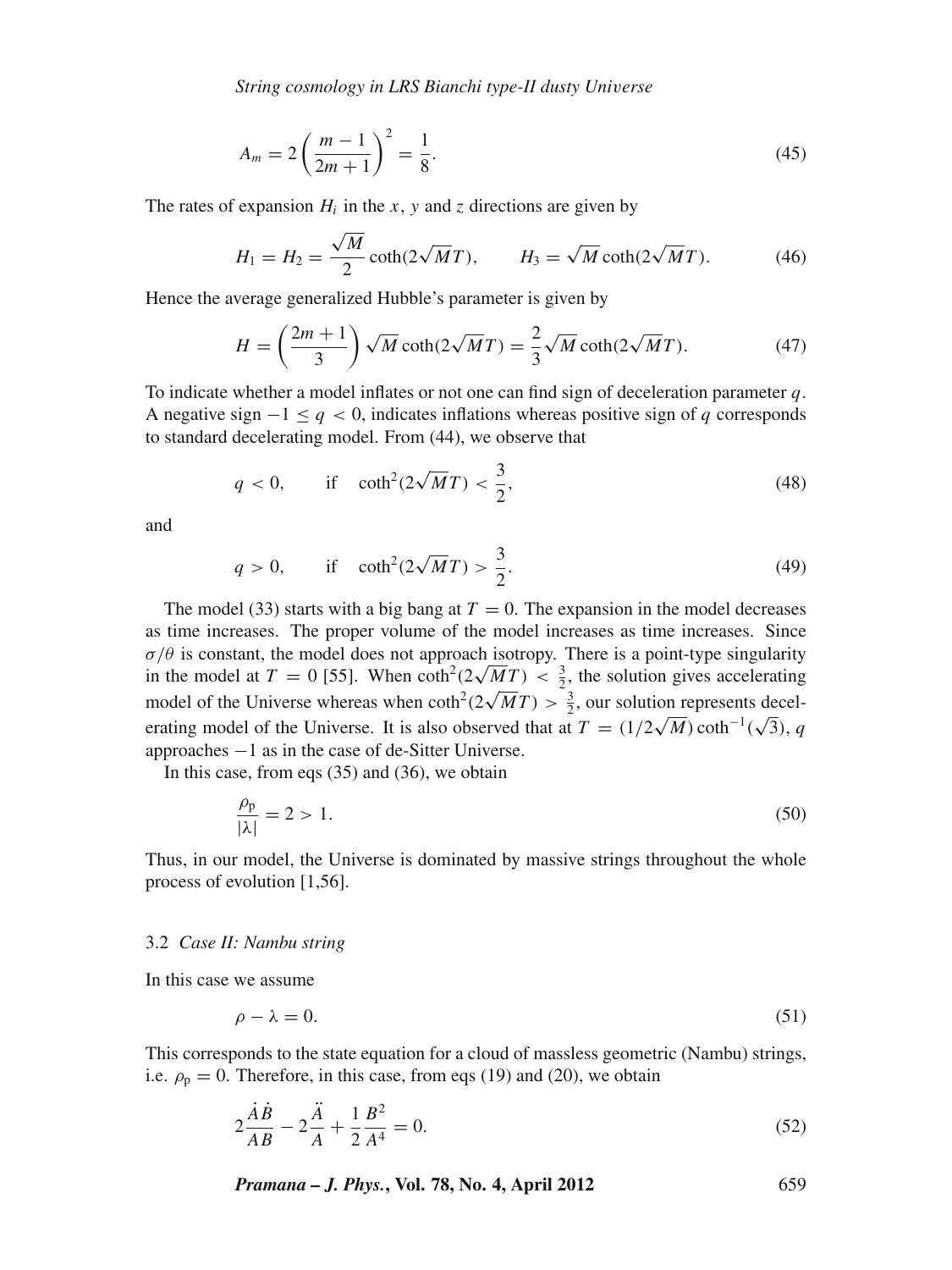$$A_m = 2\left(\frac{m-1}{2m+1}\right)^2 = \frac{1}{8}. \tag{45}$$

The rates of expansion $H_i$ in the $x$, $y$ and $z$ directions are given by

$$H_1 = H_2 = \frac{\sqrt{M}}{2}\coth(2\sqrt{M}T), \qquad H_3 = \sqrt{M}\coth(2\sqrt{M}T). \tag{46}$$

Hence the average generalized Hubble's parameter is given by

$$H = \left(\frac{2m+1}{3}\right)\sqrt{M}\coth(2\sqrt{M}T) = \frac{2}{3}\sqrt{M}\coth(2\sqrt{M}T). \tag{47}$$

To indicate whether a model inflates or not one can find sign of deceleration parameter $q$. A negative sign $-1 \leq q < 0$, indicates inflations whereas positive sign of $q$ corresponds to standard decelerating model. From (44), we observe that

$$q < 0, \qquad \text{if} \quad \coth^2(2\sqrt{M}T) < \frac{3}{2}, \tag{48}$$

and

$$q > 0, \qquad \text{if} \quad \coth^2(2\sqrt{M}T) > \frac{3}{2}. \tag{49}$$

The model (33) starts with a big bang at $T = 0$. The expansion in the model decreases as time increases. The proper volume of the model increases as time increases. Since $\sigma/\theta$ is constant, the model does not approach isotropy. There is a point-type singularity in the model at $T = 0$ [55]. When $\coth^2(2\sqrt{M}T) < \frac{3}{2}$, the solution gives accelerating model of the Universe whereas when $\coth^2(2\sqrt{M}T) > \frac{3}{2}$, our solution represents decelerating model of the Universe. It is also observed that at $T = (1/2\sqrt{M})\coth^{-1}(\sqrt{3})$, $q$ approaches $-1$ as in the case of de-Sitter Universe.

In this case, from eqs (35) and (36), we obtain

$$\frac{\rho_{\mathrm{p}}}{|\lambda|} = 2 > 1. \tag{50}$$

Thus, in our model, the Universe is dominated by massive strings throughout the whole process of evolution [1,56].

### 3.2 *Case II: Nambu string*

In this case we assume

$$\rho - \lambda = 0. \tag{51}$$

This corresponds to the state equation for a cloud of massless geometric (Nambu) strings, i.e. $\rho_{\mathrm{p}} = 0$. Therefore, in this case, from eqs (19) and (20), we obtain

$$2\frac{\dot{A}\dot{B}}{AB} - 2\frac{\ddot{A}}{A} + \frac{1}{2}\frac{B^2}{A^4} = 0. \tag{52}$$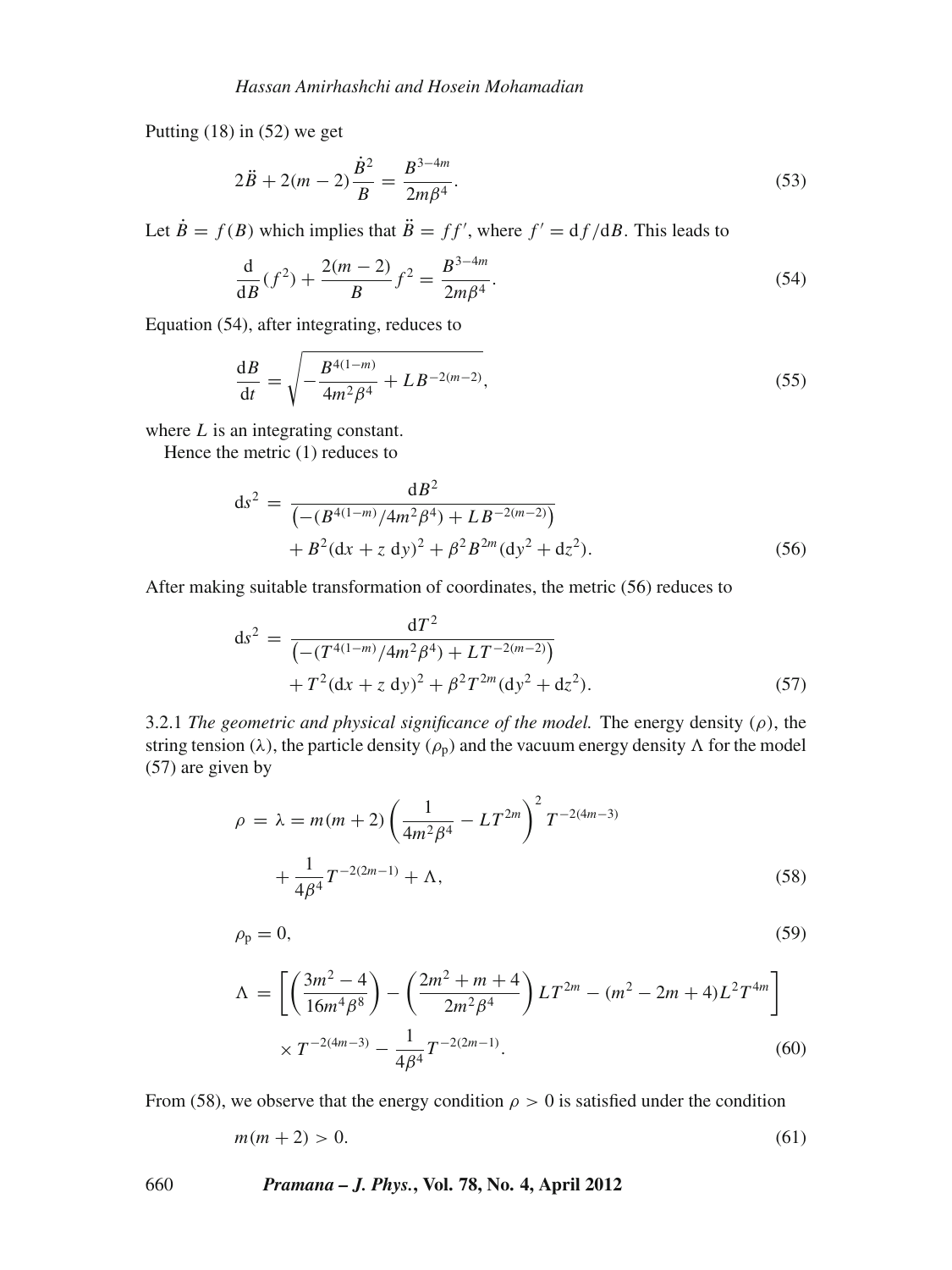Putting (18) in (52) we get

$$2\ddot{B} + 2(m-2)\frac{\dot{B}^2}{B} = \frac{B^{3-4m}}{2m\beta^4}. \tag{53}$$

Let $\dot{B} = f(B)$ which implies that $\ddot{B} = ff'$, where $f' = \mathrm{d}f/\mathrm{d}B$. This leads to

$$\frac{\mathrm{d}}{\mathrm{d}B}(f^2) + \frac{2(m-2)}{B}f^2 = \frac{B^{3-4m}}{2m\beta^4}. \tag{54}$$

Equation (54), after integrating, reduces to

$$\frac{\mathrm{d}B}{\mathrm{d}t} = \sqrt{-\frac{B^{4(1-m)}}{4m^2\beta^4} + LB^{-2(m-2)}}, \tag{55}$$

where $L$ is an integrating constant.

Hence the metric (1) reduces to

$$\mathrm{d}s^2 = \frac{\mathrm{d}B^2}{\left(-(B^{4(1-m)}/4m^2\beta^4) + LB^{-2(m-2)}\right)} + B^2(\mathrm{d}x + z\,\mathrm{d}y)^2 + \beta^2 B^{2m}(\mathrm{d}y^2 + \mathrm{d}z^2). \tag{56}$$

After making suitable transformation of coordinates, the metric (56) reduces to

$$\mathrm{d}s^2 = \frac{\mathrm{d}T^2}{\left(-(T^{4(1-m)}/4m^2\beta^4) + LT^{-2(m-2)}\right)} + T^2(\mathrm{d}x + z\,\mathrm{d}y)^2 + \beta^2 T^{2m}(\mathrm{d}y^2 + \mathrm{d}z^2). \tag{57}$$

3.2.1 *The geometric and physical significance of the model.* The energy density ($\rho$), the string tension ($\lambda$), the particle density ($\rho_{\mathrm{p}}$) and the vacuum energy density $\Lambda$ for the model (57) are given by

$$\rho = \lambda = m(m+2)\left(\frac{1}{4m^2\beta^4} - LT^{2m}\right)^2 T^{-2(4m-3)} + \frac{1}{4\beta^4}T^{-2(2m-1)} + \Lambda, \tag{58}$$

$$\rho_{\mathrm{p}} = 0, \tag{59}$$

$$\Lambda = \left[\left(\frac{3m^2-4}{16m^4\beta^8}\right) - \left(\frac{2m^2+m+4}{2m^2\beta^4}\right)LT^{2m} - (m^2-2m+4)L^2T^{4m}\right] \times T^{-2(4m-3)} - \frac{1}{4\beta^4}T^{-2(2m-1)}. \tag{60}$$

From (58), we observe that the energy condition $\rho > 0$ is satisfied under the condition

$$m(m+2) > 0. \tag{61}$$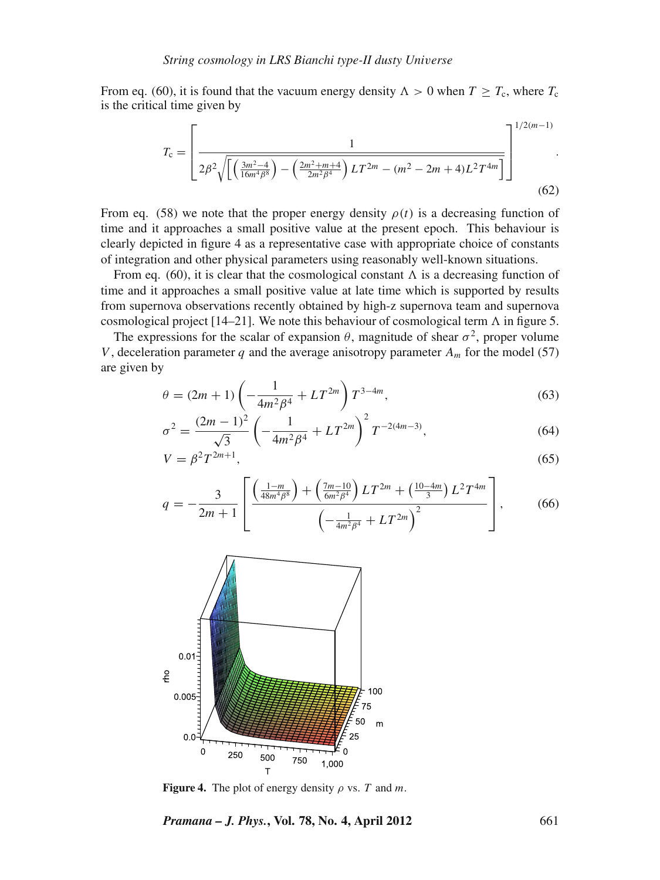From eq. (60), it is found that the vacuum energy density $\Lambda > 0$ when $T \geq T_c$, where $T_c$ is the critical time given by

$$T_c = \left[ \frac{1}{2\beta^2 \sqrt{\left[ \left( \frac{3m^2-4}{16m^4\beta^8} \right) - \left( \frac{2m^2+m+4}{2m^2\beta^4} \right) LT^{2m} - (m^2-2m+4)L^2T^{4m} \right]}} \right]^{1/2(m-1)}. \tag{62}$$

From eq. (58) we note that the proper energy density $\rho(t)$ is a decreasing function of time and it approaches a small positive value at the present epoch. This behaviour is clearly depicted in figure 4 as a representative case with appropriate choice of constants of integration and other physical parameters using reasonably well-known situations.

From eq. (60), it is clear that the cosmological constant $\Lambda$ is a decreasing function of time and it approaches a small positive value at late time which is supported by results from supernova observations recently obtained by high-z supernova team and supernova cosmological project [14–21]. We note this behaviour of cosmological term $\Lambda$ in figure 5.

The expressions for the scalar of expansion $\theta$, magnitude of shear $\sigma^2$, proper volume $V$, deceleration parameter $q$ and the average anisotropy parameter $A_m$ for the model (57) are given by

$$\theta = (2m+1)\left( -\frac{1}{4m^2\beta^4} + LT^{2m} \right) T^{3-4m}, \tag{63}$$

$$\sigma^2 = \frac{(2m-1)^2}{\sqrt{3}} \left( -\frac{1}{4m^2\beta^4} + LT^{2m} \right)^2 T^{-2(4m-3)}, \tag{64}$$

$$V = \beta^2 T^{2m+1}, \tag{65}$$

$$q = -\frac{3}{2m+1} \left[ \frac{\left( \frac{1-m}{48m^4\beta^8} \right) + \left( \frac{7m-10}{6m^2\beta^4} \right) LT^{2m} + \left( \frac{10-4m}{3} \right) L^2T^{4m}}{\left( -\frac{1}{4m^2\beta^4} + LT^{2m} \right)^2} \right], \tag{66}$$

**Figure 4.** The plot of energy density $\rho$ vs. $T$ and $m$.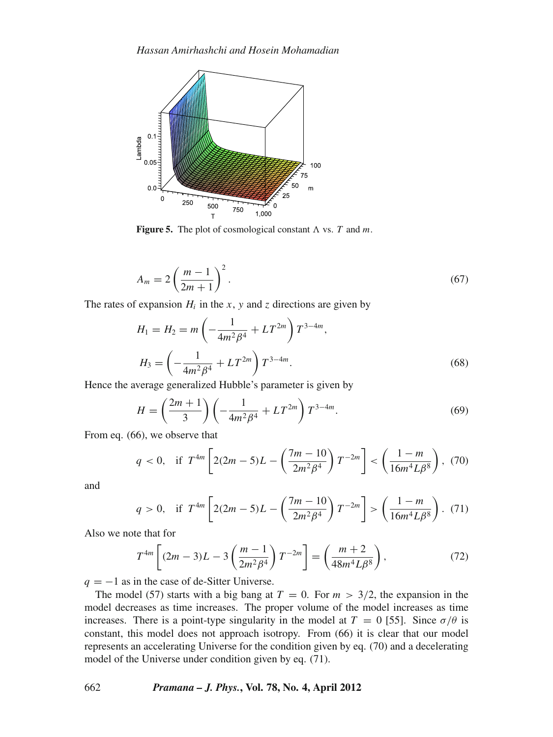**Figure 5.** The plot of cosmological constant $\Lambda$ vs. $T$ and $m$.

$$A_m = 2\left(\frac{m-1}{2m+1}\right)^2. \tag{67}$$

The rates of expansion $H_i$ in the $x$, $y$ and $z$ directions are given by

$$H_1 = H_2 = m\left(-\frac{1}{4m^2\beta^4} + LT^{2m}\right)T^{3-4m},$$

$$H_3 = \left(-\frac{1}{4m^2\beta^4} + LT^{2m}\right)T^{3-4m}. \tag{68}$$

Hence the average generalized Hubble's parameter is given by

$$H = \left(\frac{2m+1}{3}\right)\left(-\frac{1}{4m^2\beta^4} + LT^{2m}\right)T^{3-4m}. \tag{69}$$

From eq. (66), we observe that

$$q < 0, \quad \text{if } T^{4m}\left[2(2m-5)L - \left(\frac{7m-10}{2m^2\beta^4}\right)T^{-2m}\right] < \left(\frac{1-m}{16m^4L\beta^8}\right), \tag{70}$$

and

$$q > 0, \quad \text{if } T^{4m}\left[2(2m-5)L - \left(\frac{7m-10}{2m^2\beta^4}\right)T^{-2m}\right] > \left(\frac{1-m}{16m^4L\beta^8}\right). \tag{71}$$

Also we note that for

$$T^{4m}\left[(2m-3)L - 3\left(\frac{m-1}{2m^2\beta^4}\right)T^{-2m}\right] = \left(\frac{m+2}{48m^4L\beta^8}\right), \tag{72}$$

$q = -1$ as in the case of de-Sitter Universe.

The model (57) starts with a big bang at $T = 0$. For $m > 3/2$, the expansion in the model decreases as time increases. The proper volume of the model increases as time increases. There is a point-type singularity in the model at $T = 0$ [55]. Since $\sigma/\theta$ is constant, this model does not approach isotropy. From (66) it is clear that our model represents an accelerating Universe for the condition given by eq. (70) and a decelerating model of the Universe under condition given by eq. (71).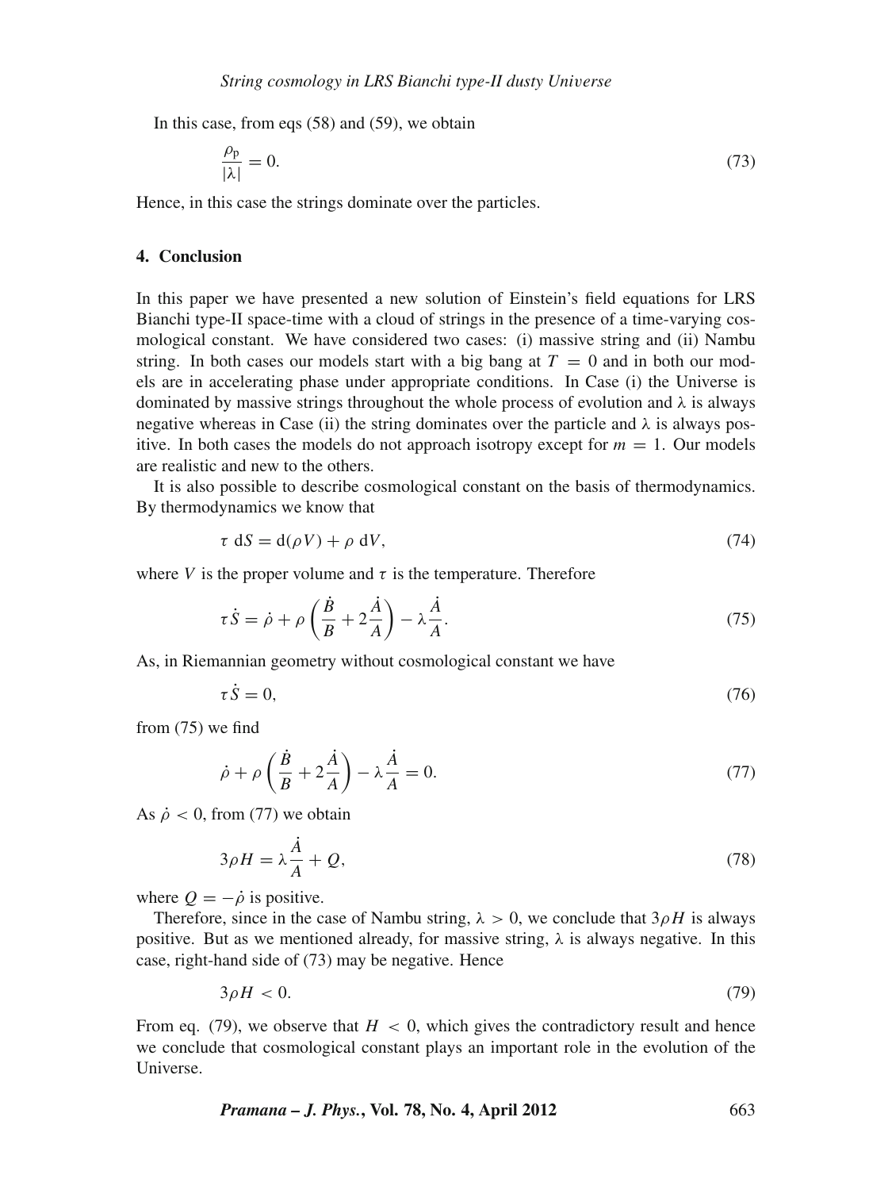In this case, from eqs (58) and (59), we obtain

$$\frac{\rho_{\mathrm{p}}}{|\lambda|} = 0. \tag{73}$$

Hence, in this case the strings dominate over the particles.

## 4. Conclusion

In this paper we have presented a new solution of Einstein's field equations for LRS Bianchi type-II space-time with a cloud of strings in the presence of a time-varying cosmological constant. We have considered two cases: (i) massive string and (ii) Nambu string. In both cases our models start with a big bang at $T = 0$ and in both our models are in accelerating phase under appropriate conditions. In Case (i) the Universe is dominated by massive strings throughout the whole process of evolution and $\lambda$ is always negative whereas in Case (ii) the string dominates over the particle and $\lambda$ is always positive. In both cases the models do not approach isotropy except for $m = 1$. Our models are realistic and new to the others.

It is also possible to describe cosmological constant on the basis of thermodynamics. By thermodynamics we know that

$$\tau \ \mathrm{d}S = \mathrm{d}(\rho V) + \rho \ \mathrm{d}V, \tag{74}$$

where $V$ is the proper volume and $\tau$ is the temperature. Therefore

$$\tau \dot{S} = \dot{\rho} + \rho \left( \frac{\dot{B}}{B} + 2\frac{\dot{A}}{A} \right) - \lambda \frac{\dot{A}}{A}. \tag{75}$$

As, in Riemannian geometry without cosmological constant we have

$$\tau \dot{S} = 0, \tag{76}$$

from (75) we find

$$\dot{\rho} + \rho \left( \frac{\dot{B}}{B} + 2\frac{\dot{A}}{A} \right) - \lambda \frac{\dot{A}}{A} = 0. \tag{77}$$

As $\dot{\rho} < 0$, from (77) we obtain

$$3\rho H = \lambda \frac{\dot{A}}{A} + Q, \tag{78}$$

where $Q = -\dot{\rho}$ is positive.

Therefore, since in the case of Nambu string, $\lambda > 0$, we conclude that $3\rho H$ is always positive. But as we mentioned already, for massive string, $\lambda$ is always negative. In this case, right-hand side of (73) may be negative. Hence

$$3\rho H < 0. \tag{79}$$

From eq. (79), we observe that $H < 0$, which gives the contradictory result and hence we conclude that cosmological constant plays an important role in the evolution of the Universe.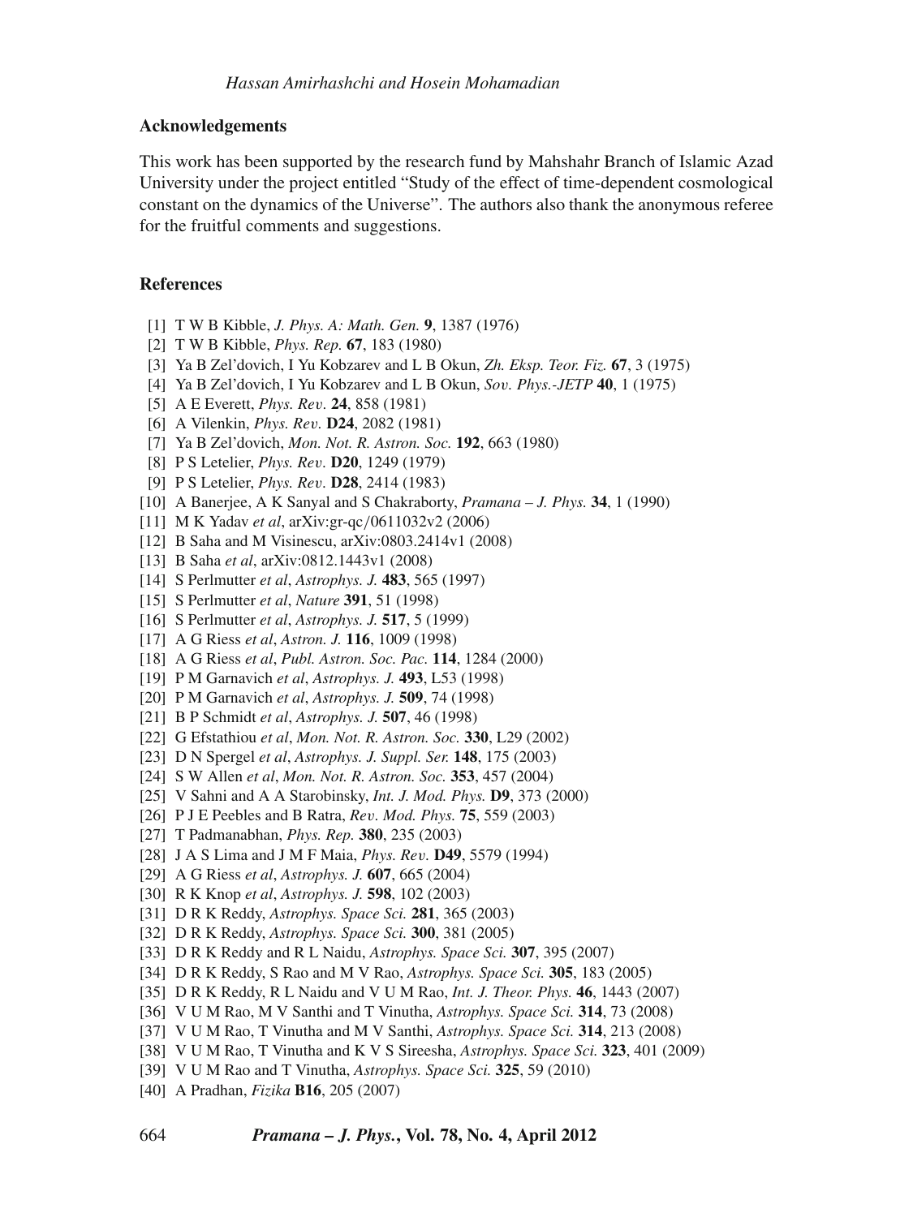### Acknowledgements

This work has been supported by the research fund by Mahshahr Branch of Islamic Azad University under the project entitled "Study of the effect of time-dependent cosmological constant on the dynamics of the Universe". The authors also thank the anonymous referee for the fruitful comments and suggestions.

### References

[1] T W B Kibble, *J. Phys. A: Math. Gen.* **9**, 1387 (1976)
[2] T W B Kibble, *Phys. Rep.* **67**, 183 (1980)
[3] Ya B Zel'dovich, I Yu Kobzarev and L B Okun, *Zh. Eksp. Teor. Fiz.* **67**, 3 (1975)
[4] Ya B Zel'dovich, I Yu Kobzarev and L B Okun, *Sov. Phys.-JETP* **40**, 1 (1975)
[5] A E Everett, *Phys. Rev.* **24**, 858 (1981)
[6] A Vilenkin, *Phys. Rev.* **D24**, 2082 (1981)
[7] Ya B Zel'dovich, *Mon. Not. R. Astron. Soc.* **192**, 663 (1980)
[8] P S Letelier, *Phys. Rev.* **D20**, 1249 (1979)
[9] P S Letelier, *Phys. Rev.* **D28**, 2414 (1983)
[10] A Banerjee, A K Sanyal and S Chakraborty, *Pramana – J. Phys.* **34**, 1 (1990)
[11] M K Yadav *et al*, arXiv:gr-qc/0611032v2 (2006)
[12] B Saha and M Visinescu, arXiv:0803.2414v1 (2008)
[13] B Saha *et al*, arXiv:0812.1443v1 (2008)
[14] S Perlmutter *et al*, *Astrophys. J.* **483**, 565 (1997)
[15] S Perlmutter *et al*, *Nature* **391**, 51 (1998)
[16] S Perlmutter *et al*, *Astrophys. J.* **517**, 5 (1999)
[17] A G Riess *et al*, *Astron. J.* **116**, 1009 (1998)
[18] A G Riess *et al*, *Publ. Astron. Soc. Pac.* **114**, 1284 (2000)
[19] P M Garnavich *et al*, *Astrophys. J.* **493**, L53 (1998)
[20] P M Garnavich *et al*, *Astrophys. J.* **509**, 74 (1998)
[21] B P Schmidt *et al*, *Astrophys. J.* **507**, 46 (1998)
[22] G Efstathiou *et al*, *Mon. Not. R. Astron. Soc.* **330**, L29 (2002)
[23] D N Spergel *et al*, *Astrophys. J. Suppl. Ser.* **148**, 175 (2003)
[24] S W Allen *et al*, *Mon. Not. R. Astron. Soc.* **353**, 457 (2004)
[25] V Sahni and A A Starobinsky, *Int. J. Mod. Phys.* **D9**, 373 (2000)
[26] P J E Peebles and B Ratra, *Rev. Mod. Phys.* **75**, 559 (2003)
[27] T Padmanabhan, *Phys. Rep.* **380**, 235 (2003)
[28] J A S Lima and J M F Maia, *Phys. Rev.* **D49**, 5579 (1994)
[29] A G Riess *et al*, *Astrophys. J.* **607**, 665 (2004)
[30] R K Knop *et al*, *Astrophys. J.* **598**, 102 (2003)
[31] D R K Reddy, *Astrophys. Space Sci.* **281**, 365 (2003)
[32] D R K Reddy, *Astrophys. Space Sci.* **300**, 381 (2005)
[33] D R K Reddy and R L Naidu, *Astrophys. Space Sci.* **307**, 395 (2007)
[34] D R K Reddy, S Rao and M V Rao, *Astrophys. Space Sci.* **305**, 183 (2005)
[35] D R K Reddy, R L Naidu and V U M Rao, *Int. J. Theor. Phys.* **46**, 1443 (2007)
[36] V U M Rao, M V Santhi and T Vinutha, *Astrophys. Space Sci.* **314**, 73 (2008)
[37] V U M Rao, T Vinutha and M V Santhi, *Astrophys. Space Sci.* **314**, 213 (2008)
[38] V U M Rao, T Vinutha and K V S Sireesha, *Astrophys. Space Sci.* **323**, 401 (2009)
[39] V U M Rao and T Vinutha, *Astrophys. Space Sci.* **325**, 59 (2010)
[40] A Pradhan, *Fizika* **B16**, 205 (2007)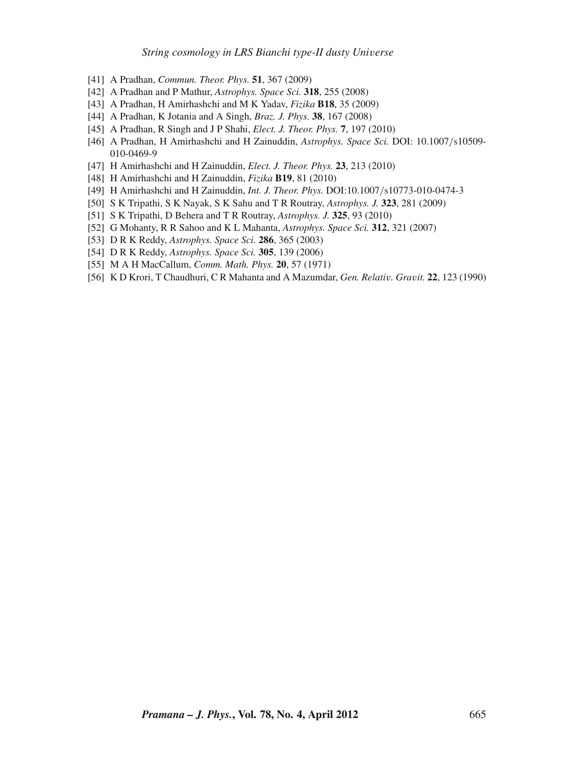[41] A Pradhan, *Commun. Theor. Phys.* **51**, 367 (2009)
[42] A Pradhan and P Mathur, *Astrophys. Space Sci.* **318**, 255 (2008)
[43] A Pradhan, H Amirhashchi and M K Yadav, *Fizika* **B18**, 35 (2009)
[44] A Pradhan, K Jotania and A Singh, *Braz. J. Phys.* **38**, 167 (2008)
[45] A Pradhan, R Singh and J P Shahi, *Elect. J. Theor. Phys.* **7**, 197 (2010)
[46] A Pradhan, H Amirhashchi and H Zainuddin, *Astrophys. Space Sci.* DOI: 10.1007/s10509-010-0469-9
[47] H Amirhashchi and H Zainuddin, *Elect. J. Theor. Phys.* **23**, 213 (2010)
[48] H Amirhashchi and H Zainuddin, *Fizika* **B19**, 81 (2010)
[49] H Amirhashchi and H Zainuddin, *Int. J. Theor. Phys.* DOI:10.1007/s10773-010-0474-3
[50] S K Tripathi, S K Nayak, S K Sahu and T R Routray, *Astrophys. J.* **323**, 281 (2009)
[51] S K Tripathi, D Behera and T R Routray, *Astrophys. J.* **325**, 93 (2010)
[52] G Mohanty, R R Sahoo and K L Mahanta, *Astrophys. Space Sci.* **312**, 321 (2007)
[53] D R K Reddy, *Astrophys. Space Sci.* **286**, 365 (2003)
[54] D R K Reddy, *Astrophys. Space Sci.* **305**, 139 (2006)
[55] M A H MacCallum, *Comm. Math. Phys.* **20**, 57 (1971)
[56] K D Krori, T Chaudhuri, C R Mahanta and A Mazumdar, *Gen. Relativ. Gravit.* **22**, 123 (1990)